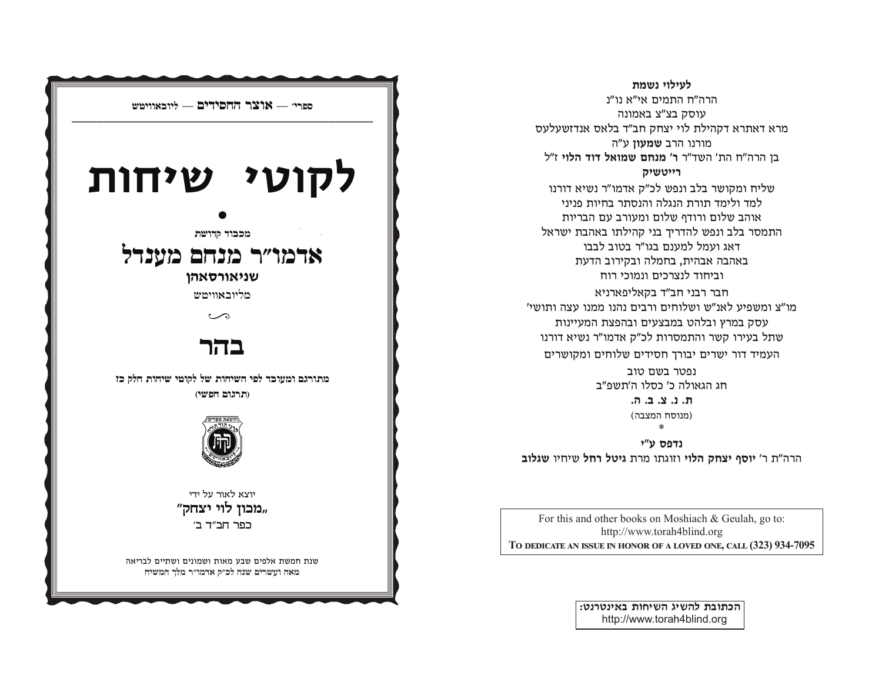ספרי׳ — **אוצר החסידים** — ליובאוויטש

# לקוטי שיחות

•

מכבוד קדושת

## אדמו״ר מנחם מענדל

**שניאורסאהן**

מליובאוויטש

# בהר

**מתורגם ומעובד לפי השיחות של לקוטי שיחות חלק כז**

**(תרגום חפשי)**

יוצא לאור על ידי

**״מכון לוי יצחק״**

כפר חב״ד ב׳

שנת חמשת אלפים שבע מאות ושמונים ושתיים לבריאה

מאה ועשרים שנה לכ״ק אדמו״ר מלך המשיח

---

**לעילוי נשמת**

הרה״ח התמים אי״א נו״נ

עוסק בצ״צ באמונה

מרא דאתרא דקהילת לוי יצחק חב״ד בלאס אנדזשעלעס

מורנו הרב **שמעון** ע״ה

בן הרה״ח הת׳ השד״ר **ר׳ מנחם שמואל דוד הלוי** ז״ל

**רייטשיק**

שליח ומקושר בלב ונפש לכ״ק אדמו״ר נשיא דורנו

למד ולימד תורת הנגלה והנסתר בחיות פניני

אוהב שלום ורודף שלום ומעורב עם הבריות

התמסר בלב ונפש להדריך בני קהילתו באהבת ישראל

דאג ועמל למענם בגו״ר בטוב לבבו

באהבה אבהית, בחמלה ובקירוב הדעת

וביחוד לנצרכים ונמוכי רוח

חבר רבני חב״ד בקאליפארניא

מו״צ ומשפיע לאנ״ש ושלוחים ורבים נהנו ממנו עצה ותושי׳

עסק במרץ ובלהט במבצעים ובהפצת המעיינות

שתל בעירו קשר והתמסרות לכ״ק אדמו״ר נשיא דורנו

העמיד דור ישרים יבורך חסידים שלוחים ומקושרים

נפטר בשם טוב

חג הגאולה כ׳ כסלו ה׳תשפ״ב

**ת. נ. צ. ב. ה.**

(מנוסח המצבה)

*

**נדפס ע״י**

הרה״ת ר׳ **יוסף יצחק הלוי** וזוגתו מרת **גיטל רחל** שיחיו **שגלוב**

For this and other books on Moshiach & Geulah, go to:
http://www.torah4blind.org
To dedicate an issue in honor of a loved one, call (323) 934-7095

**הכתובת להשיג השיחות באינטרנט:**
http://www.torah4blind.org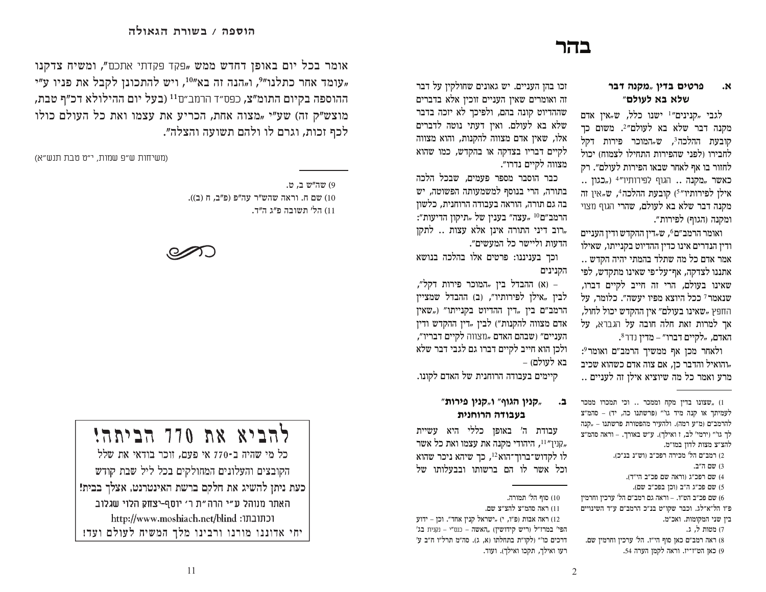הוספה / בשורת הגאולה

אומר בכל יום באופן דחדש ממש „פקד פקדתי אתכם", ומשיח צדקנו „עומד אחר כתלנו"[9], ו„הנה זה בא"[10], ויש להתכונן לקבל את פניו ע"י ההוספה בקיום התומ"צ, כפס"ד הרמב"ם[11] (בעל יום ההילולא דכ"ף טבת, מוצש"ק זה) שע"י „מצוה אחת, הכריע את עצמו ואת כל העולם כולו לכף זכות, וגרם לו ולהם תשועה והצלה".

(משיחות ש"פ שמות, י"ט טבת תנש"א)

9) שה"ש ב, ט.
10) שם ח. וראה שהש"ר עה"פ (פ"ב, ח (ב)).
11) הל' תשובה פ"ג ה"ד.

# להביא את 770 הביתה!

כל מי שהיה ב-770 אי פעם, זוכר בודאי את שלל הקובצים והעלונים המחולקים בכל ליל שבת קודש

**כעת ניתן להשיג את חלקם ברשת האינטרנט, אצלך בבית!**

האתר מנוהל ע"י הרה"ת ר' יוסף-יצחק הלוי שגלוב

וכתובתו: http://www.moshiach.net/blind

**יחי אדוננו מורנו ורבינו מלך המשיח לעולם ועד!**

# בהר

## א. פרטים בדין „מקנה דבר שלא בא לעולם"

לגבי „קנינים"[1] ישנו כלל, ש„אין אדם מקנה דבר שלא בא לעולם"[2]. משום כך קובעת ההלכה[3], ש„המוכר פירות דקל לחבירו (לפני שהפירות התחילו לצמוח) יכול לחזור בו אף לאחר שבאו הפירות לעולם". רק כאשר „מקנה .. הגוף לפירותיו"[4] („כגון .. אילן לפירותיו"[5]) קובעת ההלכה[4], ש„אין זה מקנה דבר שלא בא לעולם, שהרי הגוף מצוי ומקנה (הגוף) לפירות".

ואומר הרמב"ם[6], ש„דין ההקדש ודין העניים ודין הנדרים אינו כדין ההדיוט בקנייתו, שאילו אמר אדם כל מה שתלד בהמתי יהיה הקדש .. אתננו לצדקה, אף-על-פי שאינו מתקדש, לפי שאינו בעולם, הרי זה חייב לקיים דברו, שנאמר[7] ככל היוצא מפיו יעשה". כלומר, על החפץ „שאינו בעולם" אין ההקדש יכול לחול, אך למרות זאת חלה חובה על הגברא, על האדם, „לקיים דברו" – מדין נדר[8].

ולאחר מכן אף ממשיך הרמב"ם ואומר[9]: „והואיל והדבר כן, אם צוה אדם כשהוא שכיב מרע ואמר כל מה שיוציא אילן זה לעניים .. זכו בהן העניים. יש גאונים שחולקין על דבר זה ואומרים שאין העניים זוכין אלא בדברים שההדיוט קונה בהם, ולפיכך לא יזכה בדבר שלא בא לעולם. ואין דעתי נוטה לדברים אלו, שאין אדם מצווה להקנות, והוא מצווה לקיים דבריו בצדקה או בהקדש, כמו שהוא מצווה לקיים נדרו".

כבר הוסבר מספר פעמים, שבכל הלכה בתורה, הרי בנוסף למשמעותה הפשוטה, יש בה גם תורה, הוראה בעבודה הרוחנית, כלשון הרמב"ם[10] „עצה" בענין של „תיקון הדיעות": „רוב דיני התורה אינן אלא עצות .. לתקן הדעות וליישר כל המעשים".

וכך בעניננו: פרטים אלו בהלכה בנושא הקנינים

– (א) ההבדל בין „המוכר פירות דקל", לבין „אילן לפירותיו", (ב) ההבדל שמציין הרמב"ם בין „דין ההדיוט בקנייתו" („שאין אדם מצווה להקנות") לבין „דין ההקדש ודין העניים" (שבהם האדם „מצווה לקיים דבריו", ולכן הוא חייב לקיים דברו גם לגבי דבר שלא בא לעולם) –

קיימים בעבודה הרוחנית של האדם לקונו.

## ב. „קנין הגוף" ו„קנין פירות" בעבודה הרוחנית

עבודת ה' באופן כללי היא עשיית „קנין"[11], היהודי מקנה את עצמו ואת כל אשר לו לקדוש-ברוך-הוא[12], כך שיהא ניכר שהוא וכל אשר לו הם ברשותו ובבעלותו של

1) „שצונו בדין מקח וממכר .. וכי תמכרו ממכר לעמיתך או קנה מיד גו'" (פרשתנו כה, יד) – סהמ"צ להרמב"ם (מ"ע רמה). ולהעיר מהפטורת פרשתנו – „קנה לך גו'" (ירמי' לב, ז ואילך). ע"ש באורך. – וראה סהמ"צ להצ"צ מצות לדון במו"מ.
2) רמב"ם הל' מכירה רפכ"ב (וש"נ בנ"כ).
3) שם ה"ב.
4) שם רפכ"ג (וראה שם פכ"ב הי"ד).
5) שם פכ"ג ה"ב (וכן בפכ"ב שם).
6) שם פכ"ב הט"ז. – וראה גם רמב"ם הל' ערכין וחרמין פ"ו הל"א-לג. וכבר שקו"ט בנ"כ הרמב"ם ע"ד השינויים בין שני המקומות. ואכ"מ.
7) מטות ל, ג.
8) ראה רמב"ם כאן סוף הי"ז. הל' ערכין וחרמין שם.
9) כאן הט"ז-יז. וראה לקמן הערה 54.
10) סוף הל' תמורה.
11) ראה סהמ"צ להצ"צ שם.
12) ראה אבות (פ"ו, י) „ישראל קנין אחד". וכן – ידוע הפי' במרז"ל (ריש קידושין) „האשה – כנס"י – נקנית בג' דרכים כו'" (לקו"ת בתחלתו (א, ג). סה"מ תרל"ו ח"ב ע' רעו ואילך, תקכו ואילך). ועוד.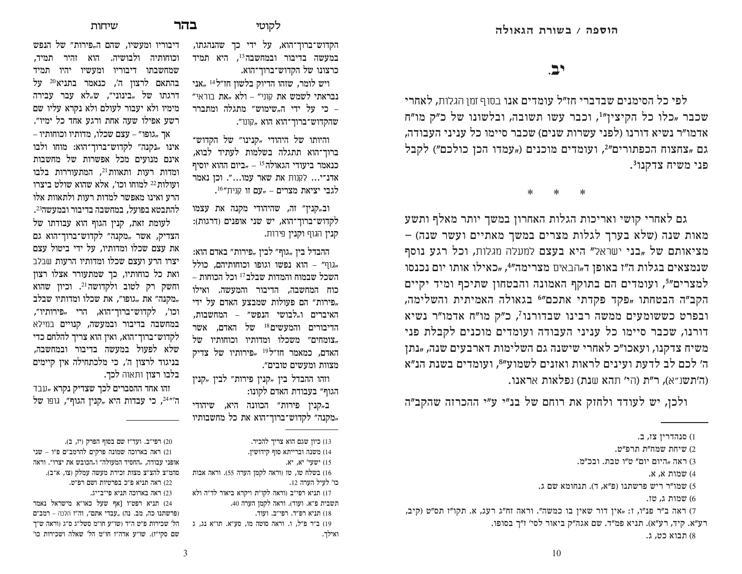# יב.

לפי כל הסימנים שבדברי חז"ל עומדים אנו בסוף זמן הגלות, לאחרי שכבר "כלו כל הקיצין"[1], וכבר עשו תשובה, ובלשונו של כ"ק מו"ח אדמו"ר נשיא דורנו (לפני עשרות שנים) שכבר סיימו כל עניני העבודה, גם "צחצוח הכפתורים"[2], ועומדים מוכנים ("עמדו הכן כולכם") לקבל פני משיח צדקנו[3].

* * *

גם לאחרי קושי ואריכות הגלות האחרון במשך יותר מאלף ותשע מאות שנה (שלא בערך לגלות מצרים במשך מאתיים ועשר שנה) – מציאותם של "בני ישראל" היא בעצם למעלה מגלות, וכל רגע נוסף שנמצאים בגלות הה"ז באופן ד"הבאים מצרימה"[4], "כאילו אותו יום נכנסו למצרים"[5], ועומדים הם בתוקף האמונה והבטחון שתיכף ומיד יקיים הקב"ה הבטחתו "פקד פקדתי אתכם"[6] בגאולה האמיתית והשלימה, ובפרט כששומעים ממשה רבינו שבדורנו[7], כ"ק מו"ח אדמו"ר נשיא דורנו, שכבר סיימו כל עניני העבודה ועומדים מוכנים לקבלת פני משיח צדקנו, ועאכו"כ לאחרי שישנה גם השלימות דארבעים שנה, "נתן ה' לכם לב לדעת ועינים לראות ואזנים לשמוע"[8], ועומדים בשנת הנ"א (ה'תשנ"א), ר"ת (הי' תהא שנת) נפלאות אראנו.

ולכן, יש לעודד ולחזק את רוחם של בנ"י ע"י ההכרזה שהקב"ה

---

1) סנהדרין צז, ב.
2) שיחת שמח"ת תרפ"ט.
3) ראה "היום יום" ט"ו טבת. ובכ"מ.
4) שמות א, א.
5) שמו"ר ריש פרשתנו (פ"א, ד). תנחומא שם ג.
6) שמות ג, טז.
7) ראה ב"ר פנ"ו, ז: "אין דור שאין בו כמשה". וראה זח"ג רעג, א. תקו"ז תס"ט (קיב, רע"א. קיד, רע"א). תניא פמ"ד. שם אגה"ק ביאור לסי' ז"ך בסופו.
8) תבוא כט, ג.

---

הקדוש־ברוך־הוא, על ידי כך שהנהגתו, במעשה בדיבור ובמחשבה[13], היא תמיד כרצונו של הקדוש־ברוך־הוא.

ויש לומר, שזהו הדיוק בלשון חז"ל[14] "אני נבראתי לשמש את קוני" – ולא "את בוראי" – כי על ידי ה"שימוש" מתגלה ומתברר שהקדוש־ברוך־הוא הוא "קונו".

והיותו של היהודי "קנינו" של הקדוש־ברוך־הוא תתגלה בשלמות לעתיד לבוא, כנאמר ביעודי הגאולה[15] – "ביום ההוא יוסיף אדנ־י... לקנות את שאר עמו...". וכן נאמר לגבי יציאת מצרים – "עם זו קנית"[16].

וב"קנין" זה, שהיהודי מקנה את עצמו לקדוש־ברוך־הוא, יש שני אופנים (דרגות): קנין הגוף וקנין פירות.

ההבדל בין "גוף" לבין "פירות" באדם הוא: "גוף" – הוא נפשו וגופו וכוחותיהם, כולל השכל שבמוח והמדות שבלבב[17] וכל הכוחות – כוח המחשבה, הדיבור והמעשה. ואילו "פירות" הם פעולות שמבצע האדם על ידי האיברים ו"לבושי הנפש" – המחשבות, הדיבורים והמעשים[18] של האדם, אשר "צומחים" משכלו ומדותיו וכוחותיו של האדם, כמאמר חז"ל[19] "פירותיו של צדיק מצוות ומעשים טובים".

וזהו ההבדל בין "קנין פירות" לבין "קנין הגוף" בעבודת האדם לקונו:

ב"קנין פירות" הכוונה היא, שיהודי "מקנה" לקדוש־ברוך־הוא את כל מחשבותיו דיבוריו ומעשיו, שהם ה"פירות" של הנפש וכוחותיה ולבושיה. הוא זהיר תמיד, שמחשבתו דיבוריו ומעשיו יהיו תמיד בהתאם לרצון ה', כנאמר בתניא[20] על דרגתו של "בינוני", ש"לא עבר עבירה מימיו ולא יעבור לעולם ולא נקרא עליו שם רשע אפילו שעה אחת ורגע אחד כל ימיו".

אך "גופו" – עצם שכלו, מדותיו וכוחותיו – אינו "נקנה" לקדוש־ברוך־הוא: מוחו ולבו אינם מנועים מכל אפשרות של מחשבות ומדות רעות ותאוות[21], המתעוררות בלבו ועולות[22] למוחו וכו', אלא שהוא שולט ביצרו הרע ואינו מאפשר למדות רעות ולתאוות אלו להתבטא בפועל, במחשבה בדיבור ובמעשה[23].

לעומת זאת, קנין הגוף הוא עבודתו של הצדיק, אשר "מקנה" לקדוש־ברוך־הוא גם את עצם שכלו ומדותיו, על ידי ביטול עצם יצרו הרע ועצם שכלו ומדותיו הרעות שבלבב ואת כל כוחותיו, כך שמתעורר אצלו רצון וחשק רק לטוב ולקדושה[21]. וכיון שהוא "מקנה" את "גופו", את שכלו ומדותיו שבלב וכו', לקדוש־ברוך־הוא, הרי "פירותיו", במחשבה בדיבור ובמעשה, קנויים במילא לקדוש־ברוך־הוא, ואין הוא צריך להלחם כדי שלא לפעול במעשה בדיבור ובמחשבה, בניגוד לרצון ה', כי מלכתחילה אין קיימים בלבו רצון ותאוה לכך.

זהו אחד ההסברים לכך שצדיק נקרא "עבד ה'"[24], כי עבדות היא "קנין הגוף", גופו של

---

13) כיון שגם הוא צריך להכיר.
14) משנה וברייתא סוף קידושין.
15) ישעי' יא, יא.
16) בשלח טו, טז (וראה לקמן הערה 55). וראה אבות כו' לעיל הערה 12.
17) תניא רפ"ב (וראה לקו"ת ויקרא ביאור לד"ה ולא תשבית פ"א. ועוד). וראה לקמן הערה 40.
18) תניא רפ"ד. רפ"ב. ועוד.
19) ב"ר פ"ל, ו. וראה סוטה מו, סע"א. תו"א נג, ג ואילך.
20) רפי"ב. ועד"ז שם בסוף הפרק (יז, ב).
21) ראה בארוכה שמונה פרקים להרמב"ם פ"ו – שני אופני עבודה, "החסיד המעולה" ו"הכובש את יצרו". וראה סהמ"צ להצ"צ מצות זכירת מעשה עמלק (צו, א־ב).
22) ראה תניא פ"כ בפרטיות ושם רפ"ט.
23) ראה בארוכה תניא פי"ב־יג.
24) תניא רפט"ו [אף שעל כאו"א מישראל נאמר (פרשתנו כה, מב. נה) "עבדי אתם", וה"ז הלכה – רמב"ם הל' שכירות פ"ט ה"ד (שו"ע חו"מ סשל"ג ס"ג (וראה שו"ך שם סקי"ז). שו"ע אדה"ז חו"מ הל' שאלה ושכירות כו'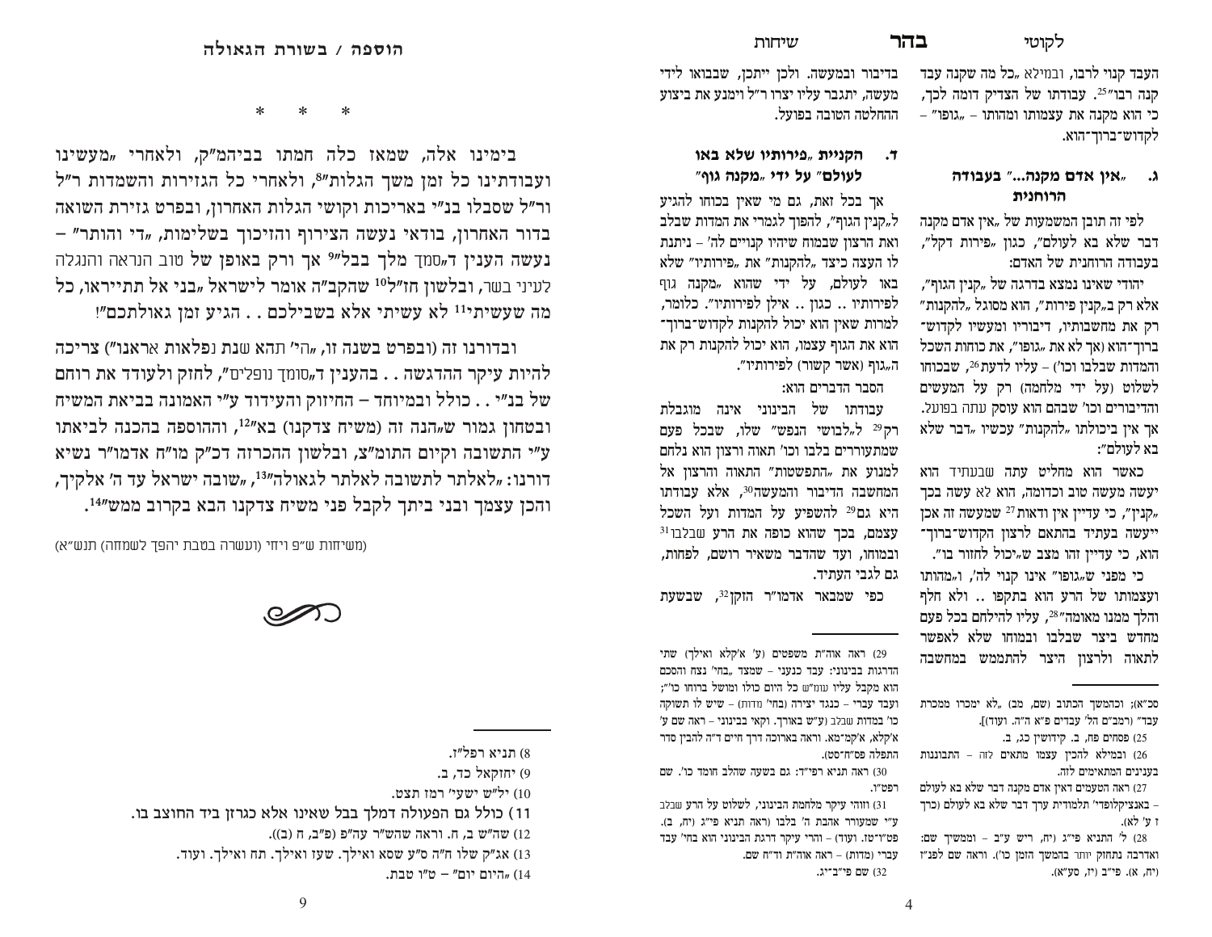העבד קנוי לרבו, ובמילא „כל מה שקנה עבד קנה רבו"[25]. עבודתו של הצדיק דומה לכך, כי הוא מקנה את עצמותו ומהותו – „גופו" – לקדוש־ברוך־הוא.

### ג. „אין אדם מקנה..." בעבודה הרוחנית

לפי זה תוכן המשמעות של „אין אדם מקנה דבר שלא בא לעולם", כגון „פירות דקל", בעבודה הרוחנית של האדם:

יהודי שאינו נמצא בדרגה של „קנין הגוף", אלא רק ב„קנין פירות", הוא מסוגל „להקנות" רק את מחשבותיו, דיבוריו ומעשיו לקדוש־ברוך־הוא (אך לא את „גופו", את כוחות השכל והמדות שבלבו וכו') – עליו לדעת[26], שבכוחו לשלוט (על ידי מלחמה) רק על המעשים והדיבורים וכו' שבהם הוא עוסק עתה בפועל. אך אין ביכולתו „להקנות" עכשיו „דבר שלא בא לעולם":

כאשר הוא מחליט עתה שבעתיד הוא יעשה מעשה טוב וכדומה, הוא לא עשה בכך „קנין", כי עדיין אין ודאות[27] שמעשה זה אכן ייעשה בעתיד בהתאם לרצון הקדוש־ברוך־הוא, כי עדיין זהו מצב ש„יכול לחזור בו".

כי מפני ש„גופו" אינו קנוי לה', ו„מהותו ועצמותו של הרע הוא בתקפו .. ולא חלף והלך ממנו מאומה"[28], עליו להילחם בכל פעם מחדש ביצר שבלבו ובמוחו שלא לאפשר לתאוה ולרצון היצר להתממש במחשבה בדיבור ובמעשה. ולכן ייתכן, שבבואו לידי מעשה, יתגבר עליו יצרו ר"ל וימנע את ביצוע ההחלטה הטובה בפועל.

### ד. הקניית „פירותיו שלא באו לעולם" על ידי „מקנה גוף"

אך בכל זאת, גם מי שאין בכוחו להגיע ל„קנין הגוף", להפוך לגמרי את המדות שבלב ואת הרצון שבמוח שיהיו קנויים לה' – ניתנת לו העצה כיצד „להקנות" את „פירותיו" שלא באו לעולם, על ידי שהוא „מקנה גוף לפירותיו .. כגון .. אילן לפירותיו". כלומר, למרות שאין הוא יכול להקנות לקדוש־ברוך־הוא את הגוף עצמו, הוא יכול להקנות רק את ה„גוף (אשר קשור) לפירותיו".

הסבר הדברים הוא:

עבודתו של הבינוני אינה מוגבלת רק[29] ל„לבושי הנפש" שלו, שבכל פעם שמתעוררים בלבו וכו' תאוה ורצון הוא נלחם למנוע את „התפשטות" התאוה והרצון אל המחשבה הדיבור והמעשה[30], אלא עבודתו היא גם[29] להשפיע על המדות ועל השכל עצמם, בכך שהוא כופה את הרע שבלבו[31] ובמוחו, ועד שהדבר משאיר רושם, לפחות, גם לגבי העתיד.

כפי שמבאר אדמו"ר הזקן[32], שבשעת

---

סכ"א; וכהמשך הכתוב (שם, מב) „לא ימכרו ממכרת עבד" (רמב"ם הל' עבדים פ"א ה"ה. ועוד)].

25) פסחים פח, ב. קידושין כג, ב.

26) ובמילא להכין עצמו מתאים לזה – התבוננות בענינים המתאימים לזה.

27) ראה הטעמים דאין אדם מקנה דבר שלא בא לעולם – באנציקלופדי' תלמודית ערך דבר שלא בא לעולם (כרך ז ע' לא).

28) ל' התניא פי"ג (יח, ריש ע"ב – וממשיך שם: ואדרבה נתחזק יותר בהמשך הזמן כו'). וראה שם לפנ"ז (יח, א). פי"ב (יז, סע"א).

29) ראה אוה"ת משפטים (ע' א'קלא ואילך) שתי הדרגות בבינוני: עבד כנעני – שמצד „בחי' נצח והסכם הוא מקבל עליו עומ"ש כל היום כולו ומושל ברוחו כו'"; ועבד עברי – כנגד יצירה (בחי' מדות) – שיש לו תשוקה כו' במדות שבלב (עיי"ש באורך. וקאי בבינוני – ראה שם ע' א'קלא, א'קמ־מא. וראה בארוכה דרך חיים ד"ה להבין סדר התפלה פס"ח־סט).

30) ראה תניא רפי"ד: גם בשעה שהלב חומד כו'. שם רפט"ו.

31) ווזהו עיקר מלחמת הבינוני, לשלוט על הרע שבלב ע"י שמעורר אהבת ה' בלבו (ראה תניא פי"ג (יח, ב). פט"ו־טז. ועוד) – והרי עיקר דרגת הבינוני הוא בחי' עבד עברי (מדות) – ראה אוה"ת וד"ח שם.

32) שם פי"ב־י"ג.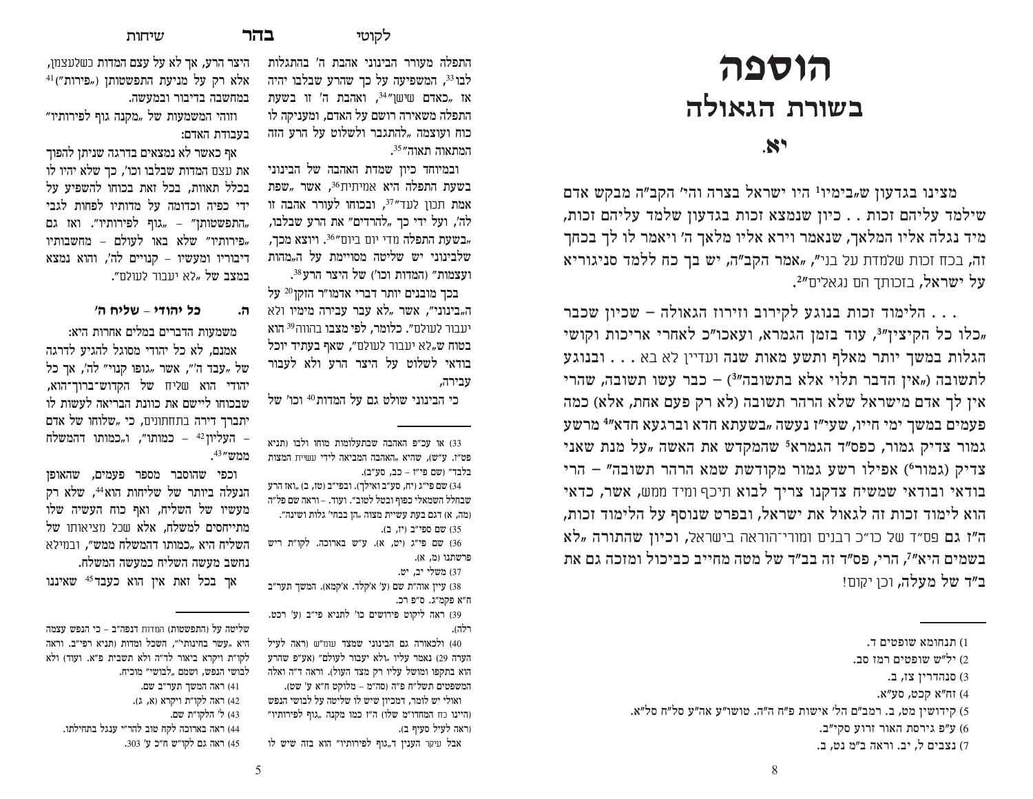התפלה מעורר הבינוני אהבת ה' בהתגלות לבו[33], המשפיעה על כך שהרע שבלבו יהיה אז „כאדם שישן"[34], ואהבת ה' זו בשעת התפלה משאירה רושם על האדם, ומעניקה לו כוח ועוצמה „להתגבר ולשלוט על הרע הזה המתאוה תאוה"[35].

ובמיוחד כיון שמדת האהבה של הבינוני בשעת התפלה היא אמיתית[36], אשר „שפת אמת תכון לעד"[37], ובכוחו לעורר אהבה זו לה', ועל ידי כך „להרדים" את הרע שבלבו, „בשעת התפלה מדי יום ביום"[36]. ויוצא מכך, שלבינוני יש שליטה מסויימת על ה„מהות ועצמות" (המדות וכו') של היצר הרע[38].

בכך מובנים יותר דברי אדמו"ר הזקן[20] על ה„בינוני", אשר „לא עבר עבירה מימיו ולא יעבור לעולם". כלומר, לפי מצבו בהווה[39] הוא בטוח ש„לא יעבור לעולם", שאף בעתיד יוכל בודאי לשלוט על היצר הרע ולא לעבור עבירה,

כי הבינוני שולט גם על המדות[40] וכו' של היצר הרע, אך לא על עצם המדות כשלעצמן, אלא רק על מניעת התפשטותן („פירות")[41] במחשבה בדיבור ובמעשה.

וזוהי המשמעות של „מקנה גוף לפירותיו" בעבודת האדם:

אף כאשר לא נמצאים בדרגה שניתן להפוך את עצם המדות שבלבו וכו', כך שלא יהיו לו בכלל תאוות, בכל זאת בכוחו להשפיע על ידי כפיה וכדומה על מדותיו לפחות לגבי „התפשטותן" – „גוף לפירותיו". ואז גם „פירותיו" שלא באו לעולם – מחשבותיו דיבוריו ומעשיו – קנויים לה', והוא נמצא במצב של „לא יעבור לעולם".

### ה. כל יהודי – שליח ה'

משמעות הדברים במלים אחרות היא:

אמנם, לא כל יהודי מסוגל להגיע לדרגה של „עבד ה'", אשר „גופו קנוי" לה', אך כל יהודי הוא שליח של הקדוש־ברוך־הוא, שבכוחו ליישם את כוונת הבריאה לעשות לו יתברך דירה בתחתונים, כי „שלוחו של אדם – העליון[42] – כמותו", ו„כמותו דהמשלח ממש"[43].

וכפי שהוסבר מספר פעמים, שהאופן הנעלה ביותר של שליחות הוא[44], שלא רק מעשיו של השליח, ואף כוח העשיה שלו מתייחסים למשלח, אלא שכל מציאותו של השליח היא „כמותו דהמשלח ממש", ובמילא נחשב מעשה השליח כמעשה המשלח.

אך בכל זאת אין הוא כעבד[45] שאיננו

---

33) או עכ"פ האהבה שבתעלומות מוחו ולבו (תניא פט"ו. עי"ש), שהיא „האהבה המביאה לידי עשיית המצות בלבד" (שם פי"ז – כב, סע"ב).

34) שם פי"ג (יח, סע"ב ואילך). ובפי"ב (טז, ב) „ואז הרע שבחלל השמאלי כפוף ובטל לטוב". ועוד. – וראה שם פל"ה (מה, א) דגם בעת עשיית מצוה „הן בבחי' גלות ושינה".

35) שם ספי"ב (יז, ב).

36) שם פי"ג (יט, א). ע"ש בארוכה. לקו"ת ריש פרשתנו (מ, א).

37) משלי יב, יט.

38) עיין אוה"ת שם (ע' א'קלד. א'קמא). המשך תער"ב ח"א פקמ"ג. ס"פ רכ.

39) ראה ליקוט פירושים כו' לתניא פי"ב (ע' רכט. רלה).

40) ולכאורה גם הבינוני שמצד עומ"ש (ראה לעיל הערה 29) נאמר עליו „ולא יעבור לעולם" (אע"פ שהרע הוא בתקפו ומושל עליו רק מצד העול). וראה ד"ה ואלה המשפטים תשל"ח פ"ה (סה"מ – מלוקט ח"א ע' שט).

ואולי יש לומר, דמכיון שיש לו שליטה על לבושי הנפש (היינו כח המחדו"מ שלו) ה"ז כמו מקנה „גוף לפירותיו" (ראה לעיל סעיף ב).

אבל עיקר הענין ד„גוף לפירותיו" הוא בזה שיש לו שליטה על (התפשטות) המדות דנפה"ב – כי הנפש עצמה היא „עשר בחינות", השכל ומדות (תניא רפי"ב. וראה לקו"ת ויקרא ביאור לד"ה ולא תשבית פ"א. ועוד) ולא לבושי הנפש, ושמם „לבושי" מוכיח.

41) ראה המשך תער"ב שם.

42) ראה לקו"ת ויקרא (א, ג).

43) ל' הלקו"ת שם.

44) ראה בארוכה לקח טוב להר"י ענגל בתחילתו.

45) ראה גם לקו"ש ח"כ ע' 303.

# הוספה
## בשורת הגאולה
### יא.

מצינו בגדעון ש„בימיו[1] היו ישראל בצרה והי' הקב"ה מבקש אדם שילמד עליהם זכות . . כיון שנמצא זכות בגדעון שלמד עליהם זכות, מיד נגלה אליו המלאך, שנאמר וירא אליו מלאך ה' ויאמר לו לך בכחך זה, בכח זכות שלמדת על בני", „אמר הקב"ה, יש בך כח ללמד סניגוריא על ישראל, בזכותך הם נגאלים"[2].

. . . הלימוד זכות בנוגע לקירוב וזירוז הגאולה – שכיון שכבר „כלו כל הקיצין"[3], עוד בזמן הגמרא, ועאכו"כ לאחרי אריכות וקושי הגלות במשך יותר מאלף ותשע מאות שנה ועדיין לא בא . . . ובנוגע לתשובה („אין הדבר תלוי אלא בתשובה"[3]) – כבר עשו תשובה, שהרי אין לך אדם מישראל שלא הרהר תשובה (לא רק פעם אחת, אלא) כמה פעמים במשך ימי חייו, שעי"ז נעשה „בשעתא חדא וברגעא חדא"[4] מרשע גמור צדיק גמור, כפס"ד הגמרא[5] שהמקדש את האשה „על מנת שאני צדיק (גמור[6]) אפילו רשע גמור מקודשת שמא הרהר תשובה" – הרי בודאי ובודאי שמשיח צדקנו צריך לבוא תיכף ומיד ממש, אשר, כדאי הוא לימוד זכות זה לגאול את ישראל, ובפרט שנוסף על הלימוד זכות, ה"ז גם פס"ד של כו"כ רבנים ומורי־הוראה בישראל, וכיון שהתורה „לא בשמים היא"[7], הרי, פס"ד זה בב"ד של מטה מחייב כביכול ומזכה גם את ב"ד של מעלה, וכן יקום!

---

1) תנחומא שופטים ד.

2) יל"ש שופטים רמז סב.

3) סנהדרין צז, ב.

4) זח"א קכט, סע"א.

5) קידושין מט, ב. רמב"ם הל' אישות פ"ח ה"ה. טוש"ע אה"ע סל"ח סל"א.

6) ע"פ גירסת האור זרוע סקי"ב.

7) נצבים ל, יב. וראה ב"מ נט, ב.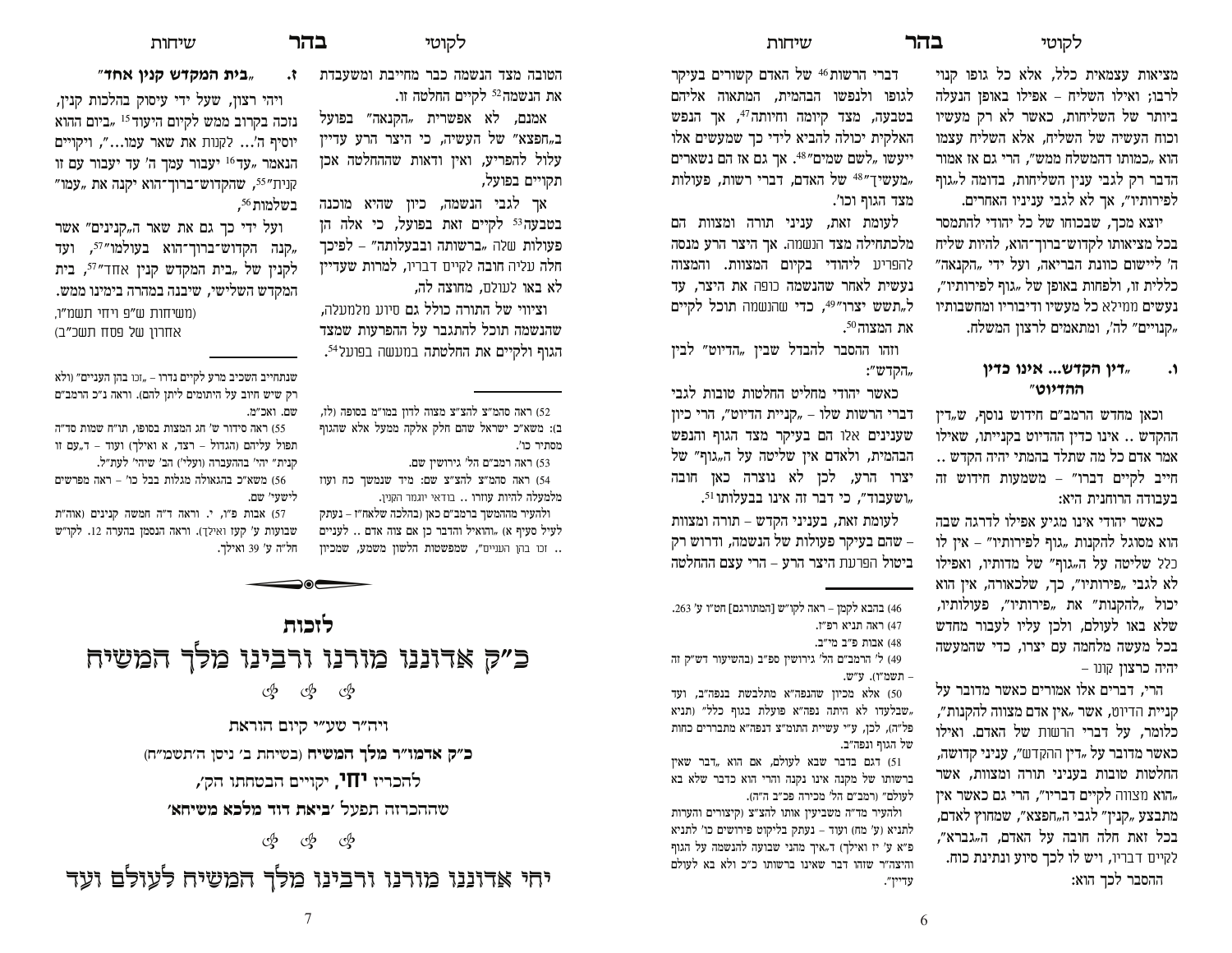מציאות עצמאית כלל, אלא כל גופו קנוי לרבו; ואילו השליח – אפילו באופן הנעלה ביותר של השליחות, כאשר לא רק מעשיו וכוח העשיה של השליח, אלא השליח עצמו הוא „כמותו דהמשלח ממש", הרי גם אז אמור הדבר רק לגבי ענין השליחות, בדומה ל„גוף לפירותיו", אך לא לגבי ענייניו האחרים.

יוצא מכך, שבכוחו של כל יהודי להתמסר בכל מציאותו לקדוש־ברוך־הוא, להיות שליח ה' ליישום כוונת הבריאה, ועל ידי „הקנאה" כללית זו, ולפחות באופן של „גוף לפירותיו", נעשים ממילא כל מעשיו ודיבוריו ומחשבותיו „קנויים" לה', ומתאמים לרצון המשלח.

## ו. „דין הקדש... אינו כדין ההדיוט"

וכאן מחדש הרמב"ם חידוש נוסף, ש„דין ההקדש .. אינו כדין ההדיוט בקנייתו, שאילו אמר אדם כל מה שתלד בהמתי יהיה הקדש .. חייב לקיים דברו" – משמעות חידוש זה בעבודה הרוחנית היא:

כאשר יהודי אינו מגיע אפילו לדרגה שבה הוא מסוגל להקנות „גוף לפירותיו" – אין לו כלל שליטה על ה„גוף" של מדותיו, ואפילו לא לגבי „פירותיו", כך, שלכאורה, אין הוא יכול „להקנות" את „פירותיו", פעולותיו, שלא באו לעולם, ולכן עליו לעבור מחדש בכל מעשה מלחמה עם יצרו, כדי שהמעשה יהיה כרצון קונו –

הרי, דברים אלו אמורים כאשר מדובר על קניית הדיוט, אשר „אין אדם מצווה להקנות", כלומר, על דברי הרשות של האדם. ואילו כאשר מדובר על „דין ההקדש", ענייני קדושה, החלטות טובות בענייני תורה ומצוות, אשר „הוא מצווה לקיים דבריו", הרי גם כאשר אין מתבצע „קנין" לגבי ה„חפצא", שמחוץ לאדם, בכל זאת חלה חובה על האדם, ה„גברא", לקיים דבריו, ויש לו לכך סיוע ונתינת כוח. ההסבר לכך הוא:

דברי הרשות[46] של האדם קשורים בעיקר לגופו ולנפשו הבהמית, המתאוה אליהם בטבעה, מצד קיומה וחיותה[47], אך הנפש האלקית יכולה להביא לידי כך שמעשים אלו ייעשו „לשם שמים"[48]. אך גם אז הם נשארים „מעשיך"[48] של האדם, דברי רשות, פעולות מצד הגוף וכו'.

לעומת זאת, ענייני תורה ומצוות הם מלכתחילה מצד הנשמה. אך היצר הרע מנסה להפריע ליהודי בקיום המצוות. והמצוה נעשית לאחר שהנשמה כופה את היצר, עד ל„תשש יצרו"[49], כדי שהנשמה תוכל לקיים את המצוה[50].

וזהו ההסבר להבדל שבין „הדיוט" לבין „הקדש":

כאשר יהודי מחליט החלטות טובות לגבי דברי הרשות שלו – „קניית הדיוט", הרי כיון שענינים אלו הם בעיקר מצד הגוף והנפש הבהמית, ולאדם אין שליטה על ה„גוף" של יצרו הרע, לכן לא נוצרה כאן חובה „ושעבוד", כי דבר זה אינו בבעלותו[51].

לעומת זאת, בענייני הקדש – תורה ומצוות – שהם בעיקר פעולות של הנשמה, ודרוש רק ביטול הפרעות היצר הרע – הרי עצם ההחלטה

---

46) בהבא לקמן – ראה לקו"ש [המתורגם] חט"ו ע' 263.

47) ראה תניא רפ"ז.

48) אבות פ"ב מי"ב.

49) ל' הרמב"ם הל' גירושין ספ"ב (בהשיעור דש"ק זה – תשמ"ז). ע"ש.

50) אלא מכיון שהנפה"א מתלבשת בנפה"ב, ועד „שבלעדו לא היתה נפה"א פועלת בגוף כלל" (תניא פל"ה), לכן, ע"י עשית התומ"צ דנפה"א מתבררים כחות של הגוף ונפה"ב.

51) דגם בדבר שבא לעולם, אם הוא „דבר שאין ברשותו של מקנה אינו נקנה והרי הוא כדבר שלא בא לעולם" (רמב"ם הל' מכירה פכ"ב ה"ה).

ולהעיר מד"ה משביעין אותו להצ"צ (קיצורים והערות לתניא (ע' מח) ועוד – נעתק בליקוט פירושים כו' לתניא פ"א ע' יז ואילך) ד„איך מהני שבועה להנשמה על הגוף והיצה"ר שזהו דבר שאינו ברשותו כ"כ ולא בא לעולם עדיין".

הטובה מצד הנשמה כבר מחייבת ומשעבדת את הנשמה[52] לקיים החלטה זו.

אמנם, לא אפשרית „הקנאה" בפועל ב„חפצא" של העשיה, כי היצר הרע עדיין עלול להפריע, ואין ודאות שההחלטה אכן תקויים בפועל,

אך לגבי הנשמה, כיון שהיא מוכנה בטבעה[53] לקיים זאת בפועל, כי אלה הן פעולות שלה „ברשותה ובבעלותה" – לפיכך חלה עליה חובה לקיים דבריו, למרות שעדיין לא באו לעולם, מחוצה לה,

וציווי של התורה כולל גם סיוע מלמעלה, שהנשמה תוכל להתגבר על ההפרעות שמצד הגוף ולקיים את החלטתה במעשה בפועל[54].

---

52) ראה סהמ"צ להצ"צ מצוה לדון במו"מ בסופה (לז, ב): משא"כ ישראל שהם חלק אלקה ממעל אלא שהגוף מסתיר כו'.

53) ראה רמב"ם הל' גירושין שם.

54) ראה סהמ"צ להצ"צ שם: מיד שנמשך כח ועוז מלמעלה להיות עוזרו .. בודאי יוגמר הקנין.

ולהעיר מהמשך ברמב"ם כאן (בהלכה שלאח"ז – נעתק לעיל סעיף א) „והואיל והדבר כן אם צוה אדם .. לעניים .. זכו בהן העניים", שמפשטות הלשון משמע, שמכיון שנתחייב השכיב מרע לקיים נדרו – „זכו בהן העניים" (ולא רק שיש חיוב על היתומים ליתן להם). וראה נ"כ הרמב"ם שם. ואכ"מ.

## ז. „בית המקדש קנין אחד"

ויהי רצון, שעל ידי עיסוק בהלכות קנין, נזכה בקרוב ממש לקיום היעוד[15] „ביום ההוא יוסיף ה'... לקנות את שאר עמו...", ויקויים הנאמר „עד[16] יעבור עמך ה' עד יעבור עם זו קנית"[55], שהקדוש־ברוך־הוא יקנה את „עמו" בשלמות[56].

ועל ידי כך גם את שאר ה„קנינים" אשר „קנה הקדוש־ברוך־הוא בעולמו"[57], ועד לקנין של „בית המקדש קנין אחד"[57], בית המקדש השלישי, שיבנה במהרה בימינו ממש.

(משיחות ש"פ ויחי תשמ"ז, אחרון של פסח תשכ"ב)

---

55) ראה סידור ש' חג המצות בסופו, תו"ח שמות סד"ה תפול עליהם (הגדול – רצד, א ואילך) ועוד – ד„עם זו קנית" יהי' בההעברה (ועלי') הב' שיהי' לעת"ל.

56) משא"כ בהגאולה מגלות בבל כו' – ראה מפרשים לישעי' שם.

57) אבות פ"ו, י. וראה ד"ה חמשה קנינים (אוה"ת שבועות ע' קעז ואילך). וראה הנסמן בהערה 12. לקו"ש חל"ה ע' 39 ואילך.

---

# לזכות

# כ"ק אדוננו מורנו ורבינו מלך המשיח

ויה"ר שע"י קיום הוראת

**כ"ק אדמו"ר מלך המשיח** (בשיחת ב' ניסן ה'תשמ"ח)

להכריז **יחי**, יקויים הבטחתו הק',

שההכרזה תפעל **'ביאת דוד מלכא משיחא'**

## יחי אדוננו מורנו ורבינו מלך המשיח לעולם ועד